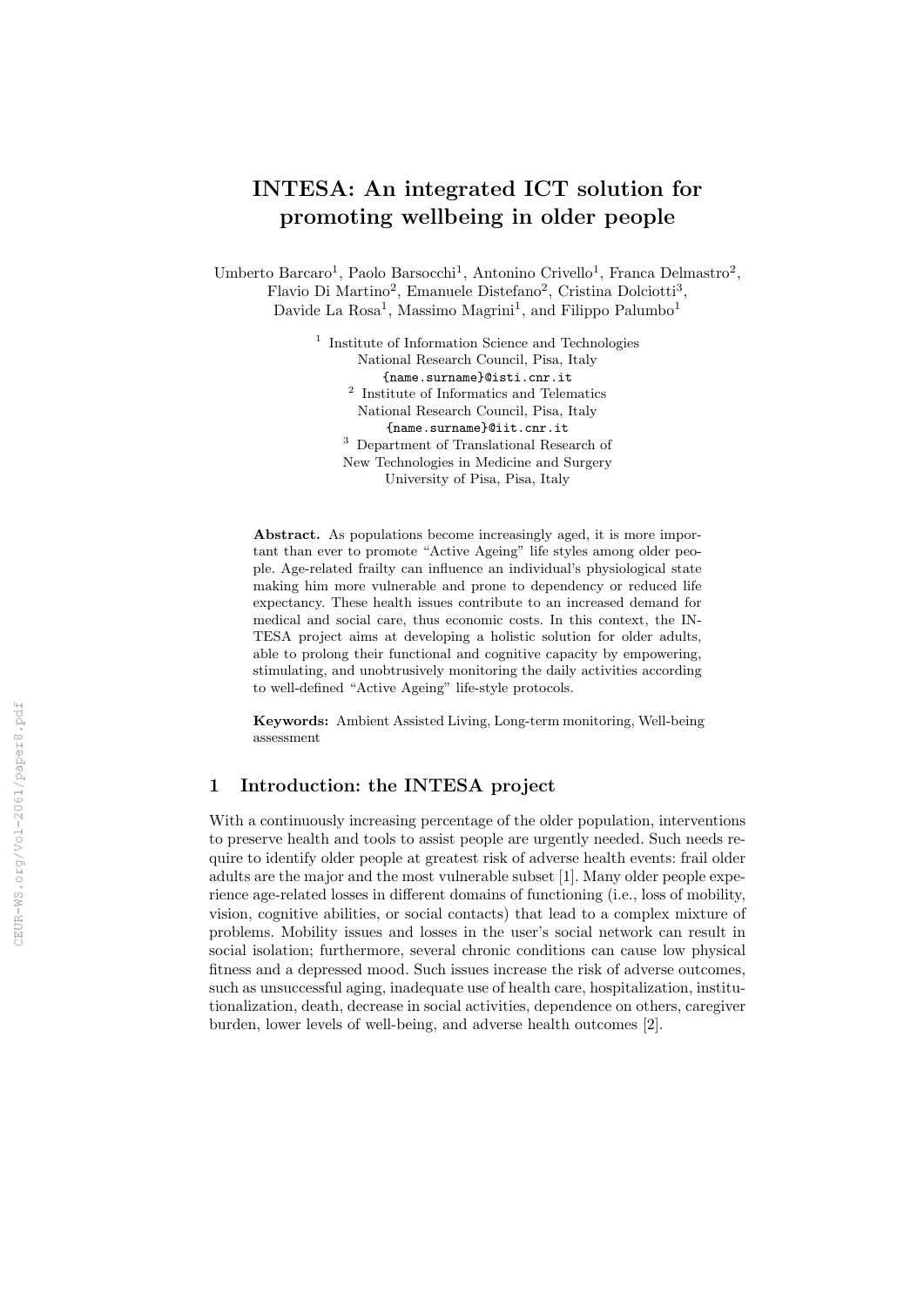# INTESA: An integrated ICT solution for promoting wellbeing in older people

Umberto Barcaro[1], Paolo Barsocchi[1], Antonino Crivello[1], Franca Delmastro[2], Flavio Di Martino[2], Emanuele Distefano[2], Cristina Dolciotti[3], Davide La Rosa[1], Massimo Magrini[1], and Filippo Palumbo[1]

[1] Institute of Information Science and Technologies
National Research Council, Pisa, Italy
{name.surname}@isti.cnr.it

[2] Institute of Informatics and Telematics
National Research Council, Pisa, Italy
{name.surname}@iit.cnr.it

[3] Department of Translational Research of
New Technologies in Medicine and Surgery
University of Pisa, Pisa, Italy

**Abstract.** As populations become increasingly aged, it is more important than ever to promote "Active Ageing" life styles among older people. Age-related frailty can influence an individual's physiological state making him more vulnerable and prone to dependency or reduced life expectancy. These health issues contribute to an increased demand for medical and social care, thus economic costs. In this context, the INTESA project aims at developing a holistic solution for older adults, able to prolong their functional and cognitive capacity by empowering, stimulating, and unobtrusively monitoring the daily activities according to well-defined "Active Ageing" life-style protocols.

**Keywords:** Ambient Assisted Living, Long-term monitoring, Well-being assessment

## 1 Introduction: the INTESA project

With a continuously increasing percentage of the older population, interventions to preserve health and tools to assist people are urgently needed. Such needs require to identify older people at greatest risk of adverse health events: frail older adults are the major and the most vulnerable subset [1]. Many older people experience age-related losses in different domains of functioning (i.e., loss of mobility, vision, cognitive abilities, or social contacts) that lead to a complex mixture of problems. Mobility issues and losses in the user's social network can result in social isolation; furthermore, several chronic conditions can cause low physical fitness and a depressed mood. Such issues increase the risk of adverse outcomes, such as unsuccessful aging, inadequate use of health care, hospitalization, institutionalization, death, decrease in social activities, dependence on others, caregiver burden, lower levels of well-being, and adverse health outcomes [2].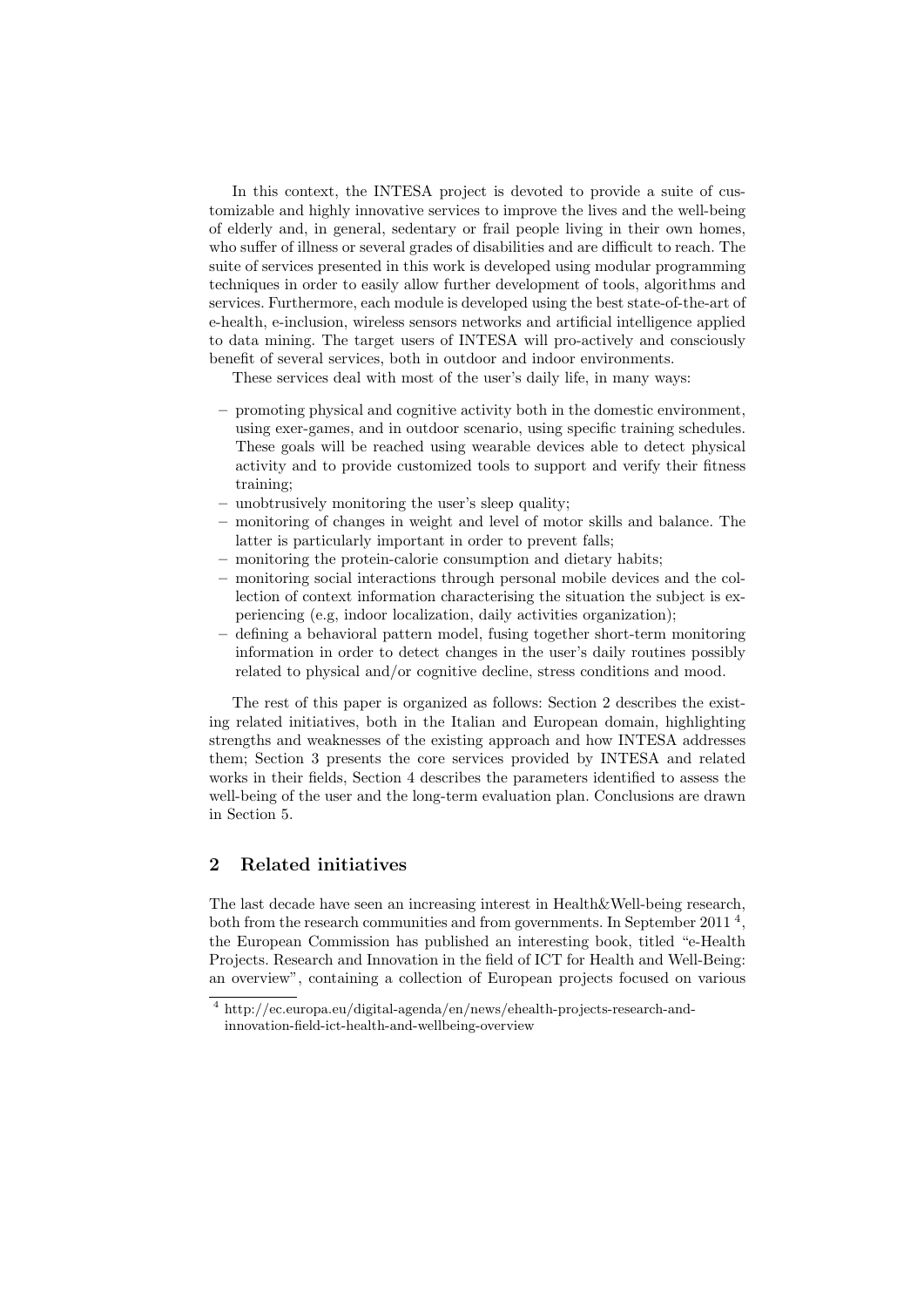In this context, the INTESA project is devoted to provide a suite of customizable and highly innovative services to improve the lives and the well-being of elderly and, in general, sedentary or frail people living in their own homes, who suffer of illness or several grades of disabilities and are difficult to reach. The suite of services presented in this work is developed using modular programming techniques in order to easily allow further development of tools, algorithms and services. Furthermore, each module is developed using the best state-of-the-art of e-health, e-inclusion, wireless sensors networks and artificial intelligence applied to data mining. The target users of INTESA will pro-actively and consciously benefit of several services, both in outdoor and indoor environments.

These services deal with most of the user's daily life, in many ways:

- promoting physical and cognitive activity both in the domestic environment, using exer-games, and in outdoor scenario, using specific training schedules. These goals will be reached using wearable devices able to detect physical activity and to provide customized tools to support and verify their fitness training;
- unobtrusively monitoring the user's sleep quality;
- monitoring of changes in weight and level of motor skills and balance. The latter is particularly important in order to prevent falls;
- monitoring the protein-calorie consumption and dietary habits;
- monitoring social interactions through personal mobile devices and the collection of context information characterising the situation the subject is experiencing (e.g, indoor localization, daily activities organization);
- defining a behavioral pattern model, fusing together short-term monitoring information in order to detect changes in the user's daily routines possibly related to physical and/or cognitive decline, stress conditions and mood.

The rest of this paper is organized as follows: Section 2 describes the existing related initiatives, both in the Italian and European domain, highlighting strengths and weaknesses of the existing approach and how INTESA addresses them; Section 3 presents the core services provided by INTESA and related works in their fields, Section 4 describes the parameters identified to assess the well-being of the user and the long-term evaluation plan. Conclusions are drawn in Section 5.

## 2 Related initiatives

The last decade have seen an increasing interest in Health&Well-being research, both from the research communities and from governments. In September 2011 [4], the European Commission has published an interesting book, titled "e-Health Projects. Research and Innovation in the field of ICT for Health and Well-Being: an overview", containing a collection of European projects focused on various

[4] http://ec.europa.eu/digital-agenda/en/news/ehealth-projects-research-and-innovation-field-ict-health-and-wellbeing-overview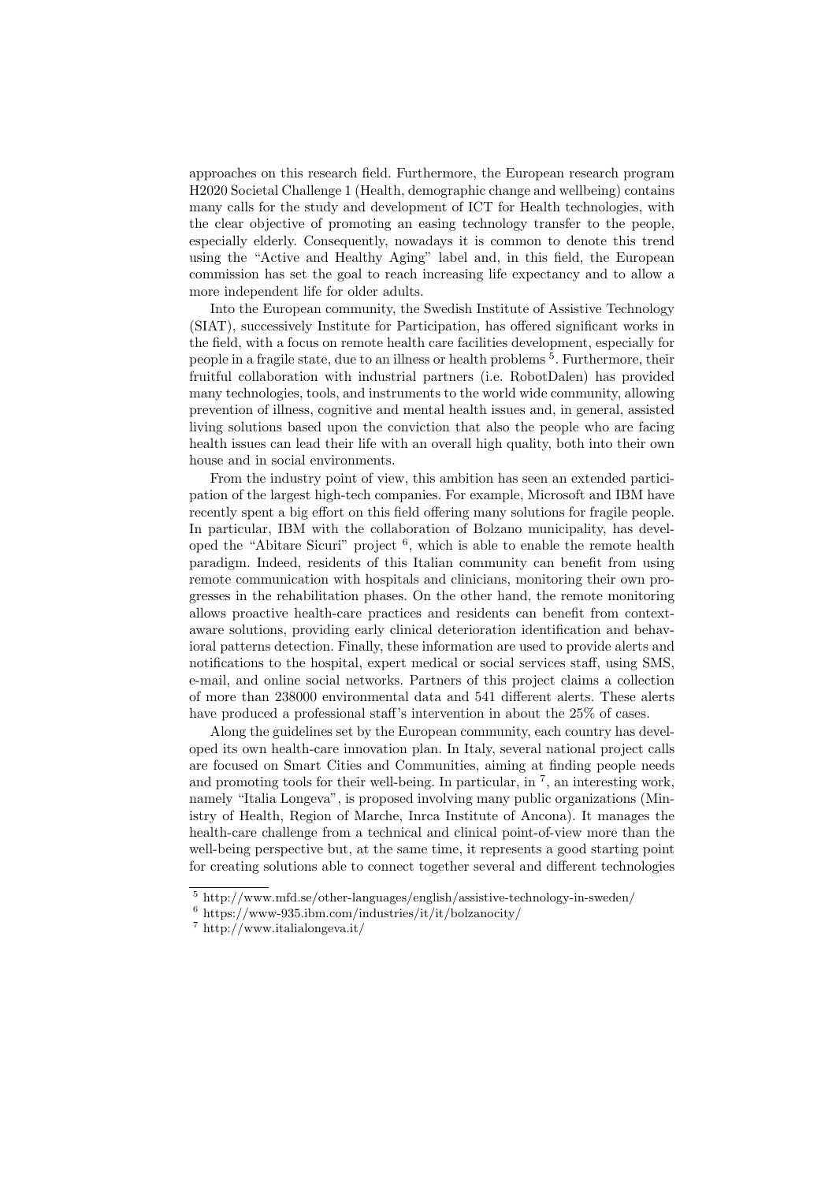approaches on this research field. Furthermore, the European research program H2020 Societal Challenge 1 (Health, demographic change and wellbeing) contains many calls for the study and development of ICT for Health technologies, with the clear objective of promoting an easing technology transfer to the people, especially elderly. Consequently, nowadays it is common to denote this trend using the "Active and Healthy Aging" label and, in this field, the European commission has set the goal to reach increasing life expectancy and to allow a more independent life for older adults.

Into the European community, the Swedish Institute of Assistive Technology (SIAT), successively Institute for Participation, has offered significant works in the field, with a focus on remote health care facilities development, especially for people in a fragile state, due to an illness or health problems [5]. Furthermore, their fruitful collaboration with industrial partners (i.e. RobotDalen) has provided many technologies, tools, and instruments to the world wide community, allowing prevention of illness, cognitive and mental health issues and, in general, assisted living solutions based upon the conviction that also the people who are facing health issues can lead their life with an overall high quality, both into their own house and in social environments.

From the industry point of view, this ambition has seen an extended participation of the largest high-tech companies. For example, Microsoft and IBM have recently spent a big effort on this field offering many solutions for fragile people. In particular, IBM with the collaboration of Bolzano municipality, has developed the "Abitare Sicuri" project [6], which is able to enable the remote health paradigm. Indeed, residents of this Italian community can benefit from using remote communication with hospitals and clinicians, monitoring their own progresses in the rehabilitation phases. On the other hand, the remote monitoring allows proactive health-care practices and residents can benefit from context-aware solutions, providing early clinical deterioration identification and behavioral patterns detection. Finally, these information are used to provide alerts and notifications to the hospital, expert medical or social services staff, using SMS, e-mail, and online social networks. Partners of this project claims a collection of more than 238000 environmental data and 541 different alerts. These alerts have produced a professional staff's intervention in about the 25% of cases.

Along the guidelines set by the European community, each country has developed its own health-care innovation plan. In Italy, several national project calls are focused on Smart Cities and Communities, aiming at finding people needs and promoting tools for their well-being. In particular, in [7], an interesting work, namely "Italia Longeva", is proposed involving many public organizations (Ministry of Health, Region of Marche, Inrca Institute of Ancona). It manages the health-care challenge from a technical and clinical point-of-view more than the well-being perspective but, at the same time, it represents a good starting point for creating solutions able to connect together several and different technologies

[5] http://www.mfd.se/other-languages/english/assistive-technology-in-sweden/

[6] https://www-935.ibm.com/industries/it/it/bolzanocity/

[7] http://www.italialongeva.it/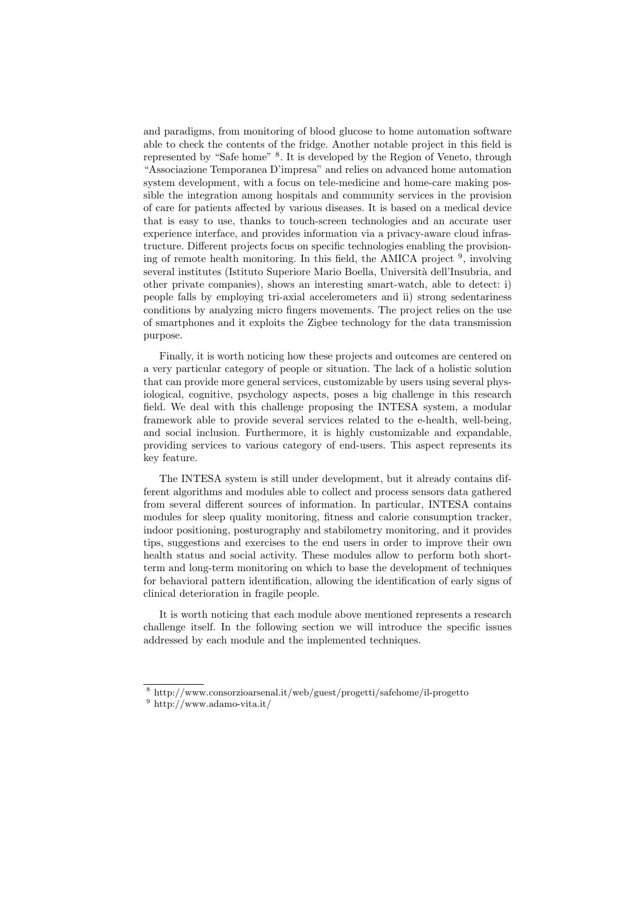and paradigms, from monitoring of blood glucose to home automation software able to check the contents of the fridge. Another notable project in this field is represented by "Safe home" [8]. It is developed by the Region of Veneto, through "Associazione Temporanea D'impresa" and relies on advanced home automation system development, with a focus on tele-medicine and home-care making possible the integration among hospitals and community services in the provision of care for patients affected by various diseases. It is based on a medical device that is easy to use, thanks to touch-screen technologies and an accurate user experience interface, and provides information via a privacy-aware cloud infrastructure. Different projects focus on specific technologies enabling the provisioning of remote health monitoring. In this field, the AMICA project [9], involving several institutes (Istituto Superiore Mario Boella, Università dell'Insubria, and other private companies), shows an interesting smart-watch, able to detect: i) people falls by employing tri-axial accelerometers and ii) strong sedentariness conditions by analyzing micro fingers movements. The project relies on the use of smartphones and it exploits the Zigbee technology for the data transmission purpose.

Finally, it is worth noticing how these projects and outcomes are centered on a very particular category of people or situation. The lack of a holistic solution that can provide more general services, customizable by users using several physiological, cognitive, psychology aspects, poses a big challenge in this research field. We deal with this challenge proposing the INTESA system, a modular framework able to provide several services related to the e-health, well-being, and social inclusion. Furthermore, it is highly customizable and expandable, providing services to various category of end-users. This aspect represents its key feature.

The INTESA system is still under development, but it already contains different algorithms and modules able to collect and process sensors data gathered from several different sources of information. In particular, INTESA contains modules for sleep quality monitoring, fitness and calorie consumption tracker, indoor positioning, posturography and stabilometry monitoring, and it provides tips, suggestions and exercises to the end users in order to improve their own health status and social activity. These modules allow to perform both short-term and long-term monitoring on which to base the development of techniques for behavioral pattern identification, allowing the identification of early signs of clinical deterioration in fragile people.

It is worth noticing that each module above mentioned represents a research challenge itself. In the following section we will introduce the specific issues addressed by each module and the implemented techniques.

[8] http://www.consorzioarsenal.it/web/guest/progetti/safehome/il-progetto

[9] http://www.adamo-vita.it/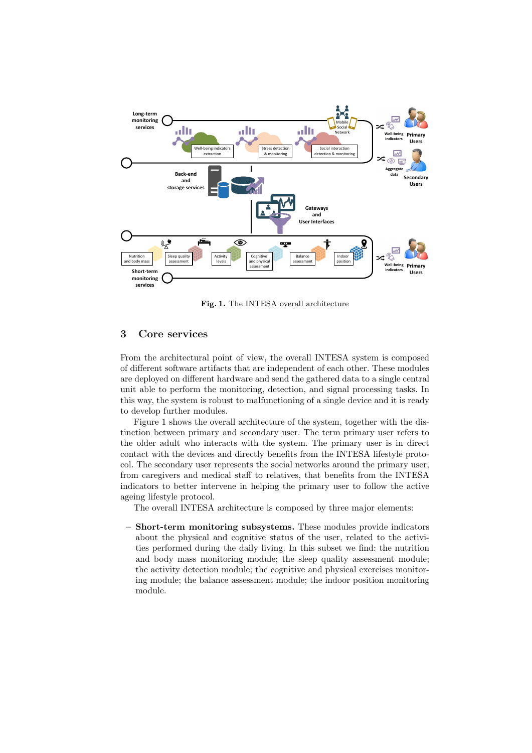**Fig. 1.** The INTESA overall architecture

## 3 Core services

From the architectural point of view, the overall INTESA system is composed of different software artifacts that are independent of each other. These modules are deployed on different hardware and send the gathered data to a single central unit able to perform the monitoring, detection, and signal processing tasks. In this way, the system is robust to malfunctioning of a single device and it is ready to develop further modules.

Figure 1 shows the overall architecture of the system, together with the distinction between primary and secondary user. The term primary user refers to the older adult who interacts with the system. The primary user is in direct contact with the devices and directly benefits from the INTESA lifestyle protocol. The secondary user represents the social networks around the primary user, from caregivers and medical staff to relatives, that benefits from the INTESA indicators to better intervene in helping the primary user to follow the active ageing lifestyle protocol.

The overall INTESA architecture is composed by three major elements:

- **Short-term monitoring subsystems.** These modules provide indicators about the physical and cognitive status of the user, related to the activities performed during the daily living. In this subset we find: the nutrition and body mass monitoring module; the sleep quality assessment module; the activity detection module; the cognitive and physical exercises monitoring module; the balance assessment module; the indoor position monitoring module.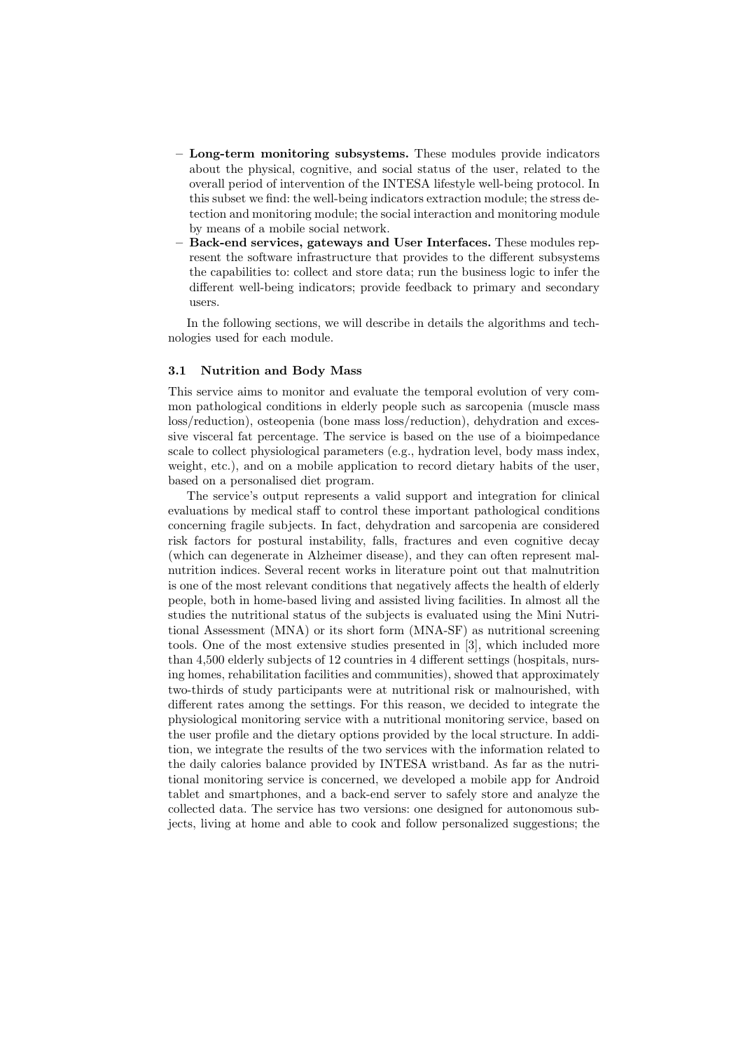- **Long-term monitoring subsystems.** These modules provide indicators about the physical, cognitive, and social status of the user, related to the overall period of intervention of the INTESA lifestyle well-being protocol. In this subset we find: the well-being indicators extraction module; the stress detection and monitoring module; the social interaction and monitoring module by means of a mobile social network.
- **Back-end services, gateways and User Interfaces.** These modules represent the software infrastructure that provides to the different subsystems the capabilities to: collect and store data; run the business logic to infer the different well-being indicators; provide feedback to primary and secondary users.

In the following sections, we will describe in details the algorithms and technologies used for each module.

### 3.1 Nutrition and Body Mass

This service aims to monitor and evaluate the temporal evolution of very common pathological conditions in elderly people such as sarcopenia (muscle mass loss/reduction), osteopenia (bone mass loss/reduction), dehydration and excessive visceral fat percentage. The service is based on the use of a bioimpedance scale to collect physiological parameters (e.g., hydration level, body mass index, weight, etc.), and on a mobile application to record dietary habits of the user, based on a personalised diet program.

The service's output represents a valid support and integration for clinical evaluations by medical staff to control these important pathological conditions concerning fragile subjects. In fact, dehydration and sarcopenia are considered risk factors for postural instability, falls, fractures and even cognitive decay (which can degenerate in Alzheimer disease), and they can often represent malnutrition indices. Several recent works in literature point out that malnutrition is one of the most relevant conditions that negatively affects the health of elderly people, both in home-based living and assisted living facilities. In almost all the studies the nutritional status of the subjects is evaluated using the Mini Nutritional Assessment (MNA) or its short form (MNA-SF) as nutritional screening tools. One of the most extensive studies presented in [3], which included more than 4,500 elderly subjects of 12 countries in 4 different settings (hospitals, nursing homes, rehabilitation facilities and communities), showed that approximately two-thirds of study participants were at nutritional risk or malnourished, with different rates among the settings. For this reason, we decided to integrate the physiological monitoring service with a nutritional monitoring service, based on the user profile and the dietary options provided by the local structure. In addition, we integrate the results of the two services with the information related to the daily calories balance provided by INTESA wristband. As far as the nutritional monitoring service is concerned, we developed a mobile app for Android tablet and smartphones, and a back-end server to safely store and analyze the collected data. The service has two versions: one designed for autonomous subjects, living at home and able to cook and follow personalized suggestions; the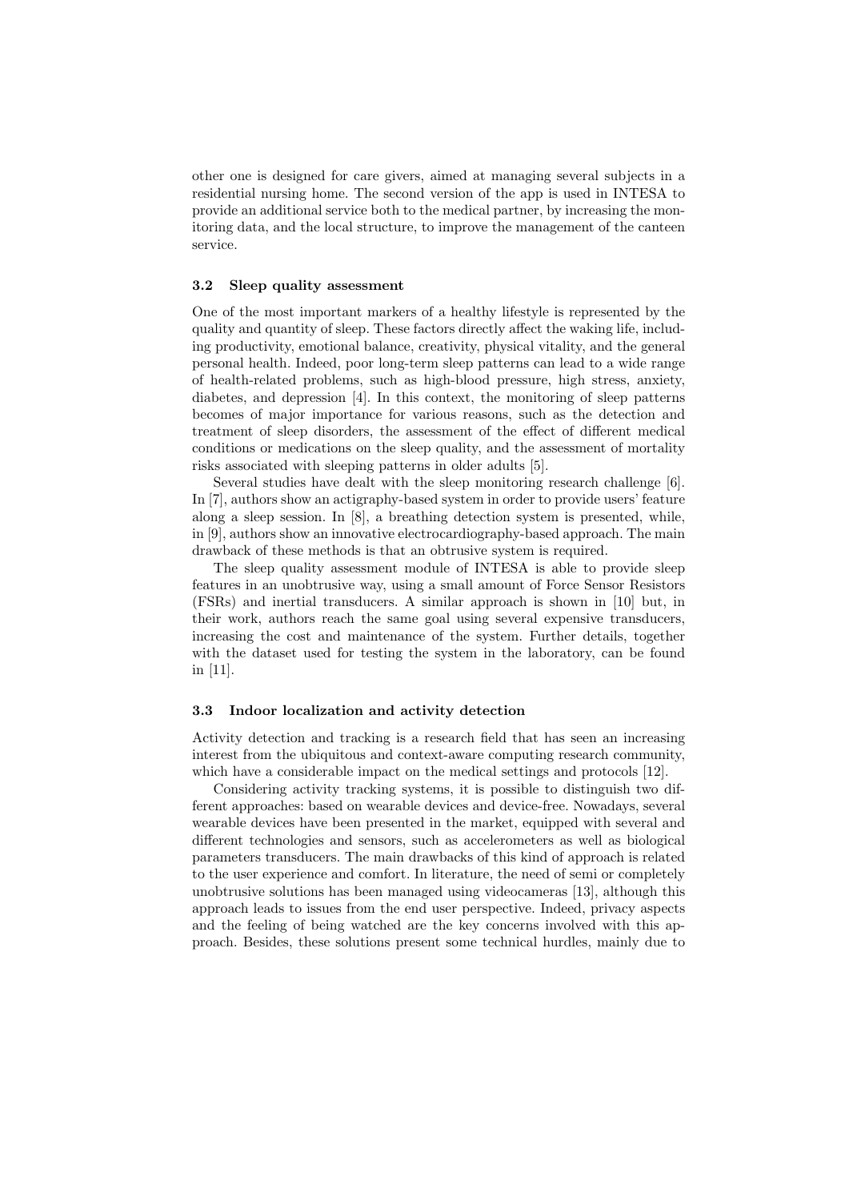other one is designed for care givers, aimed at managing several subjects in a residential nursing home. The second version of the app is used in INTESA to provide an additional service both to the medical partner, by increasing the monitoring data, and the local structure, to improve the management of the canteen service.

### 3.2 Sleep quality assessment

One of the most important markers of a healthy lifestyle is represented by the quality and quantity of sleep. These factors directly affect the waking life, including productivity, emotional balance, creativity, physical vitality, and the general personal health. Indeed, poor long-term sleep patterns can lead to a wide range of health-related problems, such as high-blood pressure, high stress, anxiety, diabetes, and depression [4]. In this context, the monitoring of sleep patterns becomes of major importance for various reasons, such as the detection and treatment of sleep disorders, the assessment of the effect of different medical conditions or medications on the sleep quality, and the assessment of mortality risks associated with sleeping patterns in older adults [5].

Several studies have dealt with the sleep monitoring research challenge [6]. In [7], authors show an actigraphy-based system in order to provide users' feature along a sleep session. In [8], a breathing detection system is presented, while, in [9], authors show an innovative electrocardiography-based approach. The main drawback of these methods is that an obtrusive system is required.

The sleep quality assessment module of INTESA is able to provide sleep features in an unobtrusive way, using a small amount of Force Sensor Resistors (FSRs) and inertial transducers. A similar approach is shown in [10] but, in their work, authors reach the same goal using several expensive transducers, increasing the cost and maintenance of the system. Further details, together with the dataset used for testing the system in the laboratory, can be found in [11].

### 3.3 Indoor localization and activity detection

Activity detection and tracking is a research field that has seen an increasing interest from the ubiquitous and context-aware computing research community, which have a considerable impact on the medical settings and protocols [12].

Considering activity tracking systems, it is possible to distinguish two different approaches: based on wearable devices and device-free. Nowadays, several wearable devices have been presented in the market, equipped with several and different technologies and sensors, such as accelerometers as well as biological parameters transducers. The main drawbacks of this kind of approach is related to the user experience and comfort. In literature, the need of semi or completely unobtrusive solutions has been managed using videocameras [13], although this approach leads to issues from the end user perspective. Indeed, privacy aspects and the feeling of being watched are the key concerns involved with this approach. Besides, these solutions present some technical hurdles, mainly due to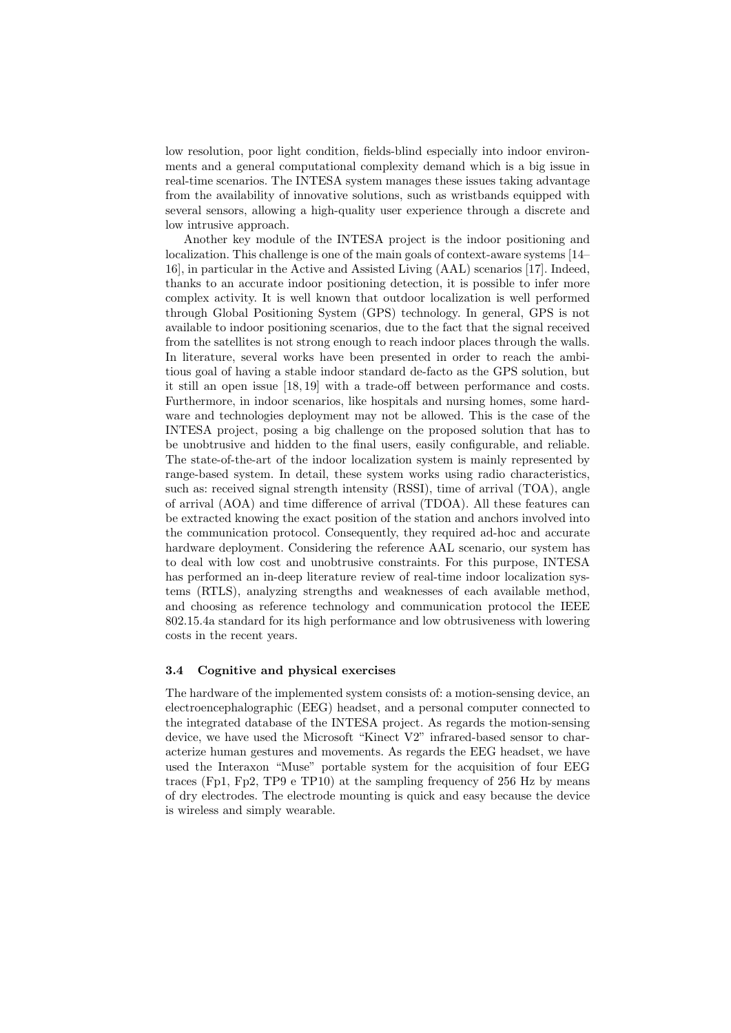low resolution, poor light condition, fields-blind especially into indoor environments and a general computational complexity demand which is a big issue in real-time scenarios. The INTESA system manages these issues taking advantage from the availability of innovative solutions, such as wristbands equipped with several sensors, allowing a high-quality user experience through a discrete and low intrusive approach.

Another key module of the INTESA project is the indoor positioning and localization. This challenge is one of the main goals of context-aware systems [14–16], in particular in the Active and Assisted Living (AAL) scenarios [17]. Indeed, thanks to an accurate indoor positioning detection, it is possible to infer more complex activity. It is well known that outdoor localization is well performed through Global Positioning System (GPS) technology. In general, GPS is not available to indoor positioning scenarios, due to the fact that the signal received from the satellites is not strong enough to reach indoor places through the walls. In literature, several works have been presented in order to reach the ambitious goal of having a stable indoor standard de-facto as the GPS solution, but it still an open issue [18, 19] with a trade-off between performance and costs. Furthermore, in indoor scenarios, like hospitals and nursing homes, some hardware and technologies deployment may not be allowed. This is the case of the INTESA project, posing a big challenge on the proposed solution that has to be unobtrusive and hidden to the final users, easily configurable, and reliable. The state-of-the-art of the indoor localization system is mainly represented by range-based system. In detail, these system works using radio characteristics, such as: received signal strength intensity (RSSI), time of arrival (TOA), angle of arrival (AOA) and time difference of arrival (TDOA). All these features can be extracted knowing the exact position of the station and anchors involved into the communication protocol. Consequently, they required ad-hoc and accurate hardware deployment. Considering the reference AAL scenario, our system has to deal with low cost and unobtrusive constraints. For this purpose, INTESA has performed an in-deep literature review of real-time indoor localization systems (RTLS), analyzing strengths and weaknesses of each available method, and choosing as reference technology and communication protocol the IEEE 802.15.4a standard for its high performance and low obtrusiveness with lowering costs in the recent years.

### 3.4 Cognitive and physical exercises

The hardware of the implemented system consists of: a motion-sensing device, an electroencephalographic (EEG) headset, and a personal computer connected to the integrated database of the INTESA project. As regards the motion-sensing device, we have used the Microsoft "Kinect V2" infrared-based sensor to characterize human gestures and movements. As regards the EEG headset, we have used the Interaxon "Muse" portable system for the acquisition of four EEG traces (Fp1, Fp2, TP9 e TP10) at the sampling frequency of 256 Hz by means of dry electrodes. The electrode mounting is quick and easy because the device is wireless and simply wearable.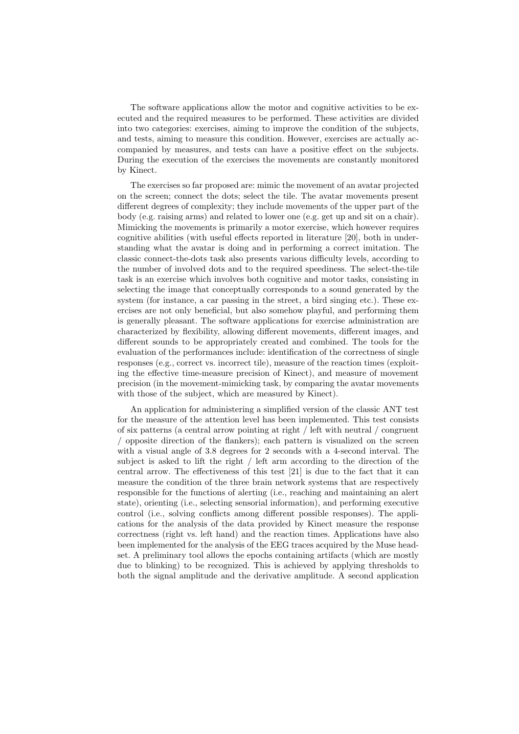The software applications allow the motor and cognitive activities to be executed and the required measures to be performed. These activities are divided into two categories: exercises, aiming to improve the condition of the subjects, and tests, aiming to measure this condition. However, exercises are actually accompanied by measures, and tests can have a positive effect on the subjects. During the execution of the exercises the movements are constantly monitored by Kinect.

The exercises so far proposed are: mimic the movement of an avatar projected on the screen; connect the dots; select the tile. The avatar movements present different degrees of complexity; they include movements of the upper part of the body (e.g. raising arms) and related to lower one (e.g. get up and sit on a chair). Mimicking the movements is primarily a motor exercise, which however requires cognitive abilities (with useful effects reported in literature [20], both in understanding what the avatar is doing and in performing a correct imitation. The classic connect-the-dots task also presents various difficulty levels, according to the number of involved dots and to the required speediness. The select-the-tile task is an exercise which involves both cognitive and motor tasks, consisting in selecting the image that conceptually corresponds to a sound generated by the system (for instance, a car passing in the street, a bird singing etc.). These exercises are not only beneficial, but also somehow playful, and performing them is generally pleasant. The software applications for exercise administration are characterized by flexibility, allowing different movements, different images, and different sounds to be appropriately created and combined. The tools for the evaluation of the performances include: identification of the correctness of single responses (e.g., correct vs. incorrect tile), measure of the reaction times (exploiting the effective time-measure precision of Kinect), and measure of movement precision (in the movement-mimicking task, by comparing the avatar movements with those of the subject, which are measured by Kinect).

An application for administering a simplified version of the classic ANT test for the measure of the attention level has been implemented. This test consists of six patterns (a central arrow pointing at right / left with neutral / congruent / opposite direction of the flankers); each pattern is visualized on the screen with a visual angle of 3.8 degrees for 2 seconds with a 4-second interval. The subject is asked to lift the right / left arm according to the direction of the central arrow. The effectiveness of this test [21] is due to the fact that it can measure the condition of the three brain network systems that are respectively responsible for the functions of alerting (i.e., reaching and maintaining an alert state), orienting (i.e., selecting sensorial information), and performing executive control (i.e., solving conflicts among different possible responses). The applications for the analysis of the data provided by Kinect measure the response correctness (right vs. left hand) and the reaction times. Applications have also been implemented for the analysis of the EEG traces acquired by the Muse headset. A preliminary tool allows the epochs containing artifacts (which are mostly due to blinking) to be recognized. This is achieved by applying thresholds to both the signal amplitude and the derivative amplitude. A second application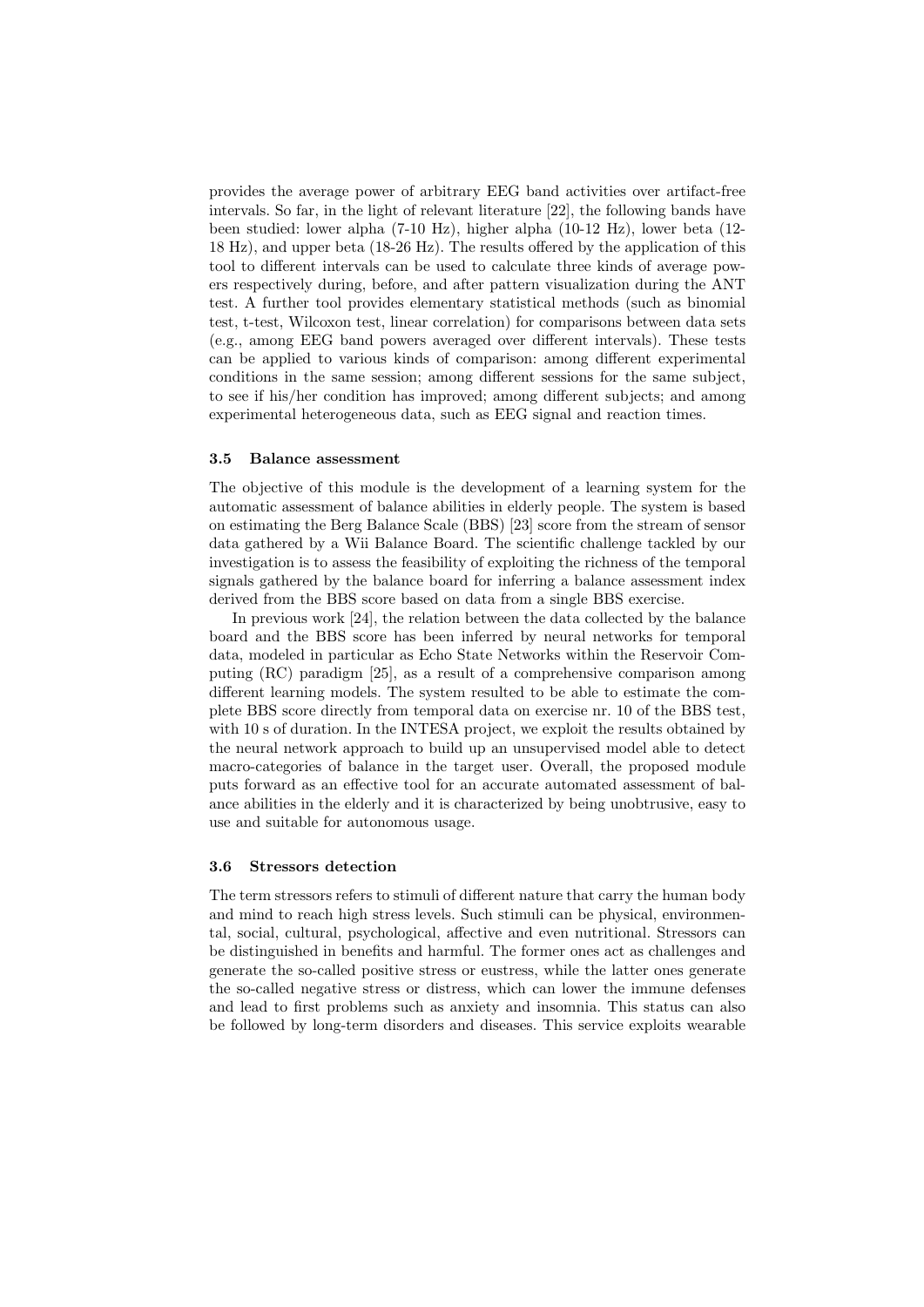provides the average power of arbitrary EEG band activities over artifact-free intervals. So far, in the light of relevant literature [22], the following bands have been studied: lower alpha (7-10 Hz), higher alpha (10-12 Hz), lower beta (12-18 Hz), and upper beta (18-26 Hz). The results offered by the application of this tool to different intervals can be used to calculate three kinds of average powers respectively during, before, and after pattern visualization during the ANT test. A further tool provides elementary statistical methods (such as binomial test, t-test, Wilcoxon test, linear correlation) for comparisons between data sets (e.g., among EEG band powers averaged over different intervals). These tests can be applied to various kinds of comparison: among different experimental conditions in the same session; among different sessions for the same subject, to see if his/her condition has improved; among different subjects; and among experimental heterogeneous data, such as EEG signal and reaction times.

### 3.5 Balance assessment

The objective of this module is the development of a learning system for the automatic assessment of balance abilities in elderly people. The system is based on estimating the Berg Balance Scale (BBS) [23] score from the stream of sensor data gathered by a Wii Balance Board. The scientific challenge tackled by our investigation is to assess the feasibility of exploiting the richness of the temporal signals gathered by the balance board for inferring a balance assessment index derived from the BBS score based on data from a single BBS exercise.

In previous work [24], the relation between the data collected by the balance board and the BBS score has been inferred by neural networks for temporal data, modeled in particular as Echo State Networks within the Reservoir Computing (RC) paradigm [25], as a result of a comprehensive comparison among different learning models. The system resulted to be able to estimate the complete BBS score directly from temporal data on exercise nr. 10 of the BBS test, with 10 s of duration. In the INTESA project, we exploit the results obtained by the neural network approach to build up an unsupervised model able to detect macro-categories of balance in the target user. Overall, the proposed module puts forward as an effective tool for an accurate automated assessment of balance abilities in the elderly and it is characterized by being unobtrusive, easy to use and suitable for autonomous usage.

### 3.6 Stressors detection

The term stressors refers to stimuli of different nature that carry the human body and mind to reach high stress levels. Such stimuli can be physical, environmental, social, cultural, psychological, affective and even nutritional. Stressors can be distinguished in benefits and harmful. The former ones act as challenges and generate the so-called positive stress or eustress, while the latter ones generate the so-called negative stress or distress, which can lower the immune defenses and lead to first problems such as anxiety and insomnia. This status can also be followed by long-term disorders and diseases. This service exploits wearable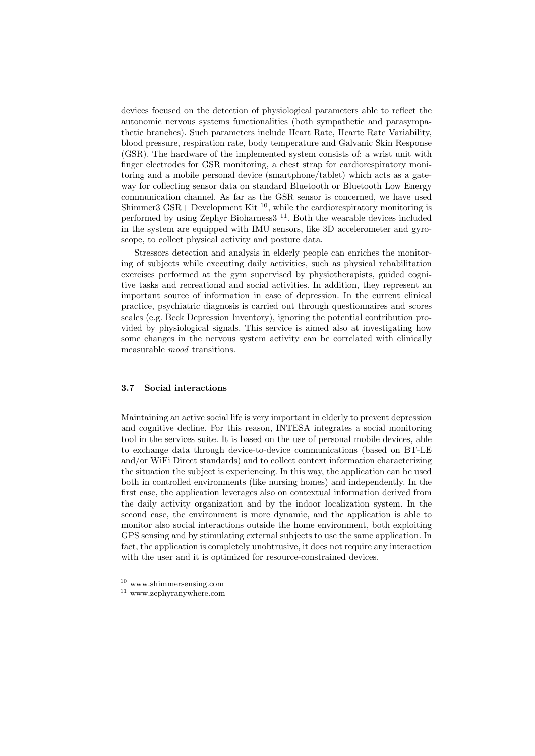devices focused on the detection of physiological parameters able to reflect the autonomic nervous systems functionalities (both sympathetic and parasympathetic branches). Such parameters include Heart Rate, Hearte Rate Variability, blood pressure, respiration rate, body temperature and Galvanic Skin Response (GSR). The hardware of the implemented system consists of: a wrist unit with finger electrodes for GSR monitoring, a chest strap for cardiorespiratory monitoring and a mobile personal device (smartphone/tablet) which acts as a gateway for collecting sensor data on standard Bluetooth or Bluetooth Low Energy communication channel. As far as the GSR sensor is concerned, we have used Shimmer3 GSR+ Development Kit [10], while the cardiorespiratory monitoring is performed by using Zephyr Bioharness3 [11]. Both the wearable devices included in the system are equipped with IMU sensors, like 3D accelerometer and gyroscope, to collect physical activity and posture data.

Stressors detection and analysis in elderly people can enriches the monitoring of subjects while executing daily activities, such as physical rehabilitation exercises performed at the gym supervised by physiotherapists, guided cognitive tasks and recreational and social activities. In addition, they represent an important source of information in case of depression. In the current clinical practice, psychiatric diagnosis is carried out through questionnaires and scores scales (e.g. Beck Depression Inventory), ignoring the potential contribution provided by physiological signals. This service is aimed also at investigating how some changes in the nervous system activity can be correlated with clinically measurable *mood* transitions.

### 3.7 Social interactions

Maintaining an active social life is very important in elderly to prevent depression and cognitive decline. For this reason, INTESA integrates a social monitoring tool in the services suite. It is based on the use of personal mobile devices, able to exchange data through device-to-device communications (based on BT-LE and/or WiFi Direct standards) and to collect context information characterizing the situation the subject is experiencing. In this way, the application can be used both in controlled environments (like nursing homes) and independently. In the first case, the application leverages also on contextual information derived from the daily activity organization and by the indoor localization system. In the second case, the environment is more dynamic, and the application is able to monitor also social interactions outside the home environment, both exploiting GPS sensing and by stimulating external subjects to use the same application. In fact, the application is completely unobtrusive, it does not require any interaction with the user and it is optimized for resource-constrained devices.

[10] www.shimmersensing.com

[11] www.zephyranywhere.com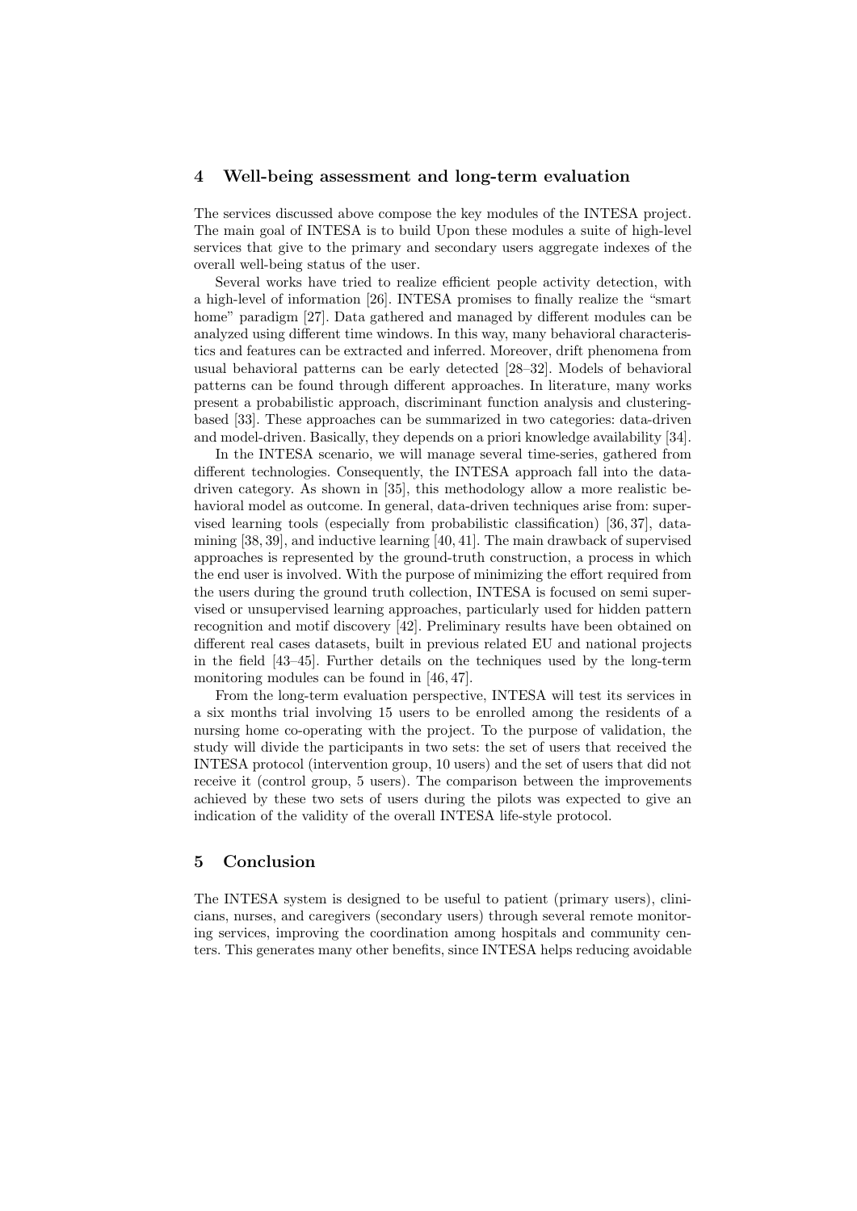## 4 Well-being assessment and long-term evaluation

The services discussed above compose the key modules of the INTESA project. The main goal of INTESA is to build Upon these modules a suite of high-level services that give to the primary and secondary users aggregate indexes of the overall well-being status of the user.

Several works have tried to realize efficient people activity detection, with a high-level of information [26]. INTESA promises to finally realize the "smart home" paradigm [27]. Data gathered and managed by different modules can be analyzed using different time windows. In this way, many behavioral characteristics and features can be extracted and inferred. Moreover, drift phenomena from usual behavioral patterns can be early detected [28–32]. Models of behavioral patterns can be found through different approaches. In literature, many works present a probabilistic approach, discriminant function analysis and clustering-based [33]. These approaches can be summarized in two categories: data-driven and model-driven. Basically, they depends on a priori knowledge availability [34].

In the INTESA scenario, we will manage several time-series, gathered from different technologies. Consequently, the INTESA approach fall into the data-driven category. As shown in [35], this methodology allow a more realistic behavioral model as outcome. In general, data-driven techniques arise from: supervised learning tools (especially from probabilistic classification) [36, 37], data-mining [38, 39], and inductive learning [40, 41]. The main drawback of supervised approaches is represented by the ground-truth construction, a process in which the end user is involved. With the purpose of minimizing the effort required from the users during the ground truth collection, INTESA is focused on semi supervised or unsupervised learning approaches, particularly used for hidden pattern recognition and motif discovery [42]. Preliminary results have been obtained on different real cases datasets, built in previous related EU and national projects in the field [43–45]. Further details on the techniques used by the long-term monitoring modules can be found in [46, 47].

From the long-term evaluation perspective, INTESA will test its services in a six months trial involving 15 users to be enrolled among the residents of a nursing home co-operating with the project. To the purpose of validation, the study will divide the participants in two sets: the set of users that received the INTESA protocol (intervention group, 10 users) and the set of users that did not receive it (control group, 5 users). The comparison between the improvements achieved by these two sets of users during the pilots was expected to give an indication of the validity of the overall INTESA life-style protocol.

## 5 Conclusion

The INTESA system is designed to be useful to patient (primary users), clinicians, nurses, and caregivers (secondary users) through several remote monitoring services, improving the coordination among hospitals and community centers. This generates many other benefits, since INTESA helps reducing avoidable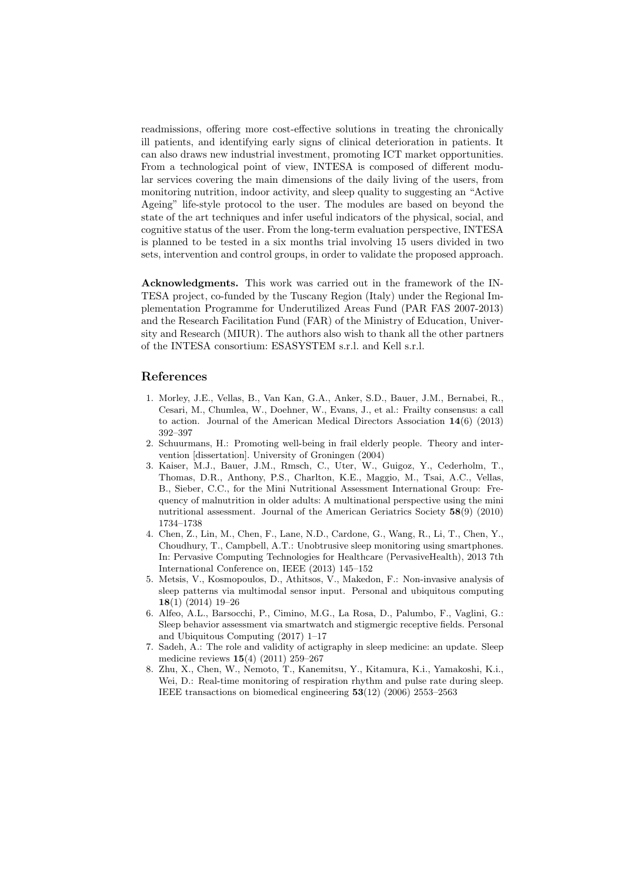readmissions, offering more cost-effective solutions in treating the chronically ill patients, and identifying early signs of clinical deterioration in patients. It can also draws new industrial investment, promoting ICT market opportunities. From a technological point of view, INTESA is composed of different modular services covering the main dimensions of the daily living of the users, from monitoring nutrition, indoor activity, and sleep quality to suggesting an "Active Ageing" life-style protocol to the user. The modules are based on beyond the state of the art techniques and infer useful indicators of the physical, social, and cognitive status of the user. From the long-term evaluation perspective, INTESA is planned to be tested in a six months trial involving 15 users divided in two sets, intervention and control groups, in order to validate the proposed approach.

**Acknowledgments.** This work was carried out in the framework of the INTESA project, co-funded by the Tuscany Region (Italy) under the Regional Implementation Programme for Underutilized Areas Fund (PAR FAS 2007-2013) and the Research Facilitation Fund (FAR) of the Ministry of Education, University and Research (MIUR). The authors also wish to thank all the other partners of the INTESA consortium: ESASYSTEM s.r.l. and Kell s.r.l.

## References

1. Morley, J.E., Vellas, B., Van Kan, G.A., Anker, S.D., Bauer, J.M., Bernabei, R., Cesari, M., Chumlea, W., Doehner, W., Evans, J., et al.: Frailty consensus: a call to action. Journal of the American Medical Directors Association **14**(6) (2013) 392–397
2. Schuurmans, H.: Promoting well-being in frail elderly people. Theory and intervention [dissertation]. University of Groningen (2004)
3. Kaiser, M.J., Bauer, J.M., Rmsch, C., Uter, W., Guigoz, Y., Cederholm, T., Thomas, D.R., Anthony, P.S., Charlton, K.E., Maggio, M., Tsai, A.C., Vellas, B., Sieber, C.C., for the Mini Nutritional Assessment International Group: Frequency of malnutrition in older adults: A multinational perspective using the mini nutritional assessment. Journal of the American Geriatrics Society **58**(9) (2010) 1734–1738
4. Chen, Z., Lin, M., Chen, F., Lane, N.D., Cardone, G., Wang, R., Li, T., Chen, Y., Choudhury, T., Campbell, A.T.: Unobtrusive sleep monitoring using smartphones. In: Pervasive Computing Technologies for Healthcare (PervasiveHealth), 2013 7th International Conference on, IEEE (2013) 145–152
5. Metsis, V., Kosmopoulos, D., Athitsos, V., Makedon, F.: Non-invasive analysis of sleep patterns via multimodal sensor input. Personal and ubiquitous computing **18**(1) (2014) 19–26
6. Alfeo, A.L., Barsocchi, P., Cimino, M.G., La Rosa, D., Palumbo, F., Vaglini, G.: Sleep behavior assessment via smartwatch and stigmergic receptive fields. Personal and Ubiquitous Computing (2017) 1–17
7. Sadeh, A.: The role and validity of actigraphy in sleep medicine: an update. Sleep medicine reviews **15**(4) (2011) 259–267
8. Zhu, X., Chen, W., Nemoto, T., Kanemitsu, Y., Kitamura, K.i., Yamakoshi, K.i., Wei, D.: Real-time monitoring of respiration rhythm and pulse rate during sleep. IEEE transactions on biomedical engineering **53**(12) (2006) 2553–2563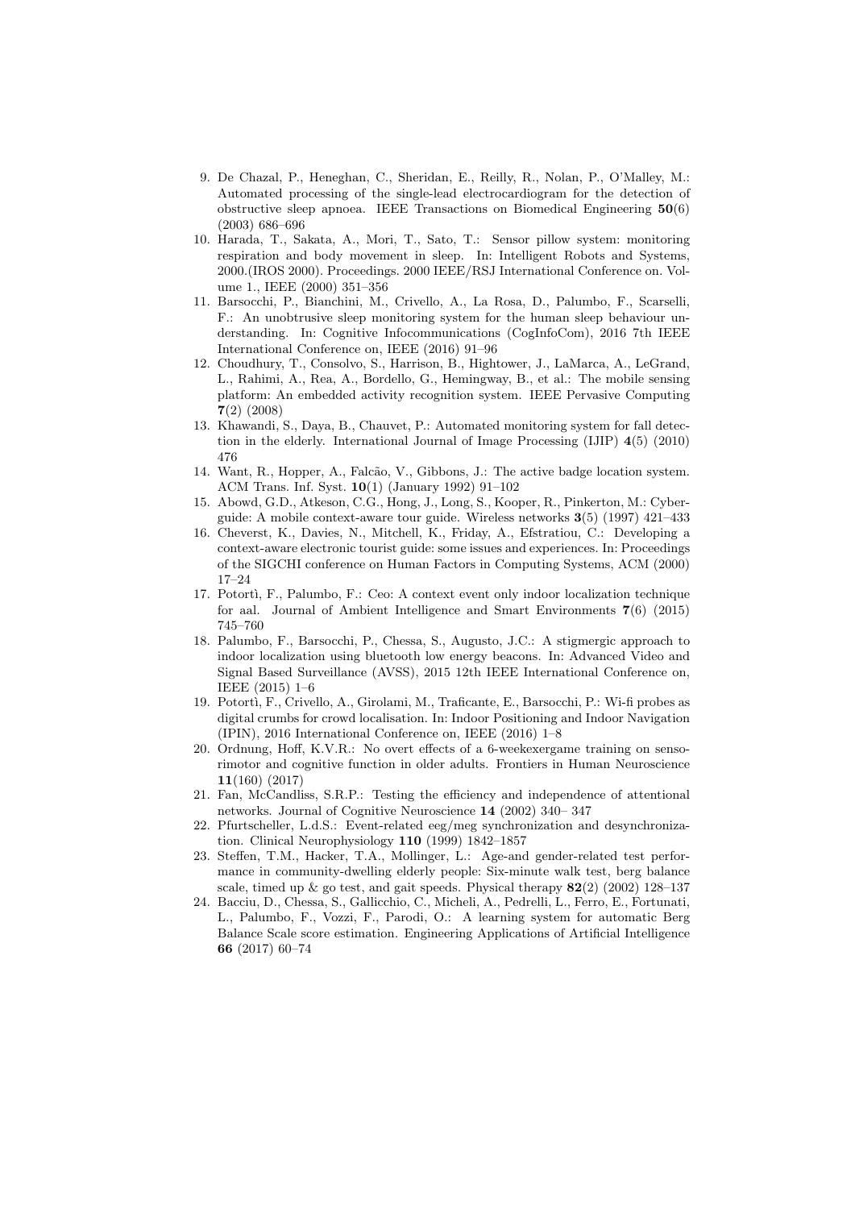9. De Chazal, P., Heneghan, C., Sheridan, E., Reilly, R., Nolan, P., O'Malley, M.: Automated processing of the single-lead electrocardiogram for the detection of obstructive sleep apnoea. IEEE Transactions on Biomedical Engineering **50**(6) (2003) 686–696
10. Harada, T., Sakata, A., Mori, T., Sato, T.: Sensor pillow system: monitoring respiration and body movement in sleep. In: Intelligent Robots and Systems, 2000.(IROS 2000). Proceedings. 2000 IEEE/RSJ International Conference on. Volume 1., IEEE (2000) 351–356
11. Barsocchi, P., Bianchini, M., Crivello, A., La Rosa, D., Palumbo, F., Scarselli, F.: An unobtrusive sleep monitoring system for the human sleep behaviour understanding. In: Cognitive Infocommunications (CogInfoCom), 2016 7th IEEE International Conference on, IEEE (2016) 91–96
12. Choudhury, T., Consolvo, S., Harrison, B., Hightower, J., LaMarca, A., LeGrand, L., Rahimi, A., Rea, A., Bordello, G., Hemingway, B., et al.: The mobile sensing platform: An embedded activity recognition system. IEEE Pervasive Computing **7**(2) (2008)
13. Khawandi, S., Daya, B., Chauvet, P.: Automated monitoring system for fall detection in the elderly. International Journal of Image Processing (IJIP) **4**(5) (2010) 476
14. Want, R., Hopper, A., Falcão, V., Gibbons, J.: The active badge location system. ACM Trans. Inf. Syst. **10**(1) (January 1992) 91–102
15. Abowd, G.D., Atkeson, C.G., Hong, J., Long, S., Kooper, R., Pinkerton, M.: Cyberguide: A mobile context-aware tour guide. Wireless networks **3**(5) (1997) 421–433
16. Cheverst, K., Davies, N., Mitchell, K., Friday, A., Efstratiou, C.: Developing a context-aware electronic tourist guide: some issues and experiences. In: Proceedings of the SIGCHI conference on Human Factors in Computing Systems, ACM (2000) 17–24
17. Potortì, F., Palumbo, F.: Ceo: A context event only indoor localization technique for aal. Journal of Ambient Intelligence and Smart Environments **7**(6) (2015) 745–760
18. Palumbo, F., Barsocchi, P., Chessa, S., Augusto, J.C.: A stigmergic approach to indoor localization using bluetooth low energy beacons. In: Advanced Video and Signal Based Surveillance (AVSS), 2015 12th IEEE International Conference on, IEEE (2015) 1–6
19. Potortì, F., Crivello, A., Girolami, M., Traficante, E., Barsocchi, P.: Wi-fi probes as digital crumbs for crowd localisation. In: Indoor Positioning and Indoor Navigation (IPIN), 2016 International Conference on, IEEE (2016) 1–8
20. Ordnung, Hoff, K.V.R.: No overt effects of a 6-weekexergame training on sensorimotor and cognitive function in older adults. Frontiers in Human Neuroscience **11**(160) (2017)
21. Fan, McCandliss, S.R.P.: Testing the efficiency and independence of attentional networks. Journal of Cognitive Neuroscience **14** (2002) 340– 347
22. Pfurtscheller, L.d.S.: Event-related eeg/meg synchronization and desynchronization. Clinical Neurophysiology **110** (1999) 1842–1857
23. Steffen, T.M., Hacker, T.A., Mollinger, L.: Age-and gender-related test performance in community-dwelling elderly people: Six-minute walk test, berg balance scale, timed up & go test, and gait speeds. Physical therapy **82**(2) (2002) 128–137
24. Bacciu, D., Chessa, S., Gallicchio, C., Micheli, A., Pedrelli, L., Ferro, E., Fortunati, L., Palumbo, F., Vozzi, F., Parodi, O.: A learning system for automatic Berg Balance Scale score estimation. Engineering Applications of Artificial Intelligence **66** (2017) 60–74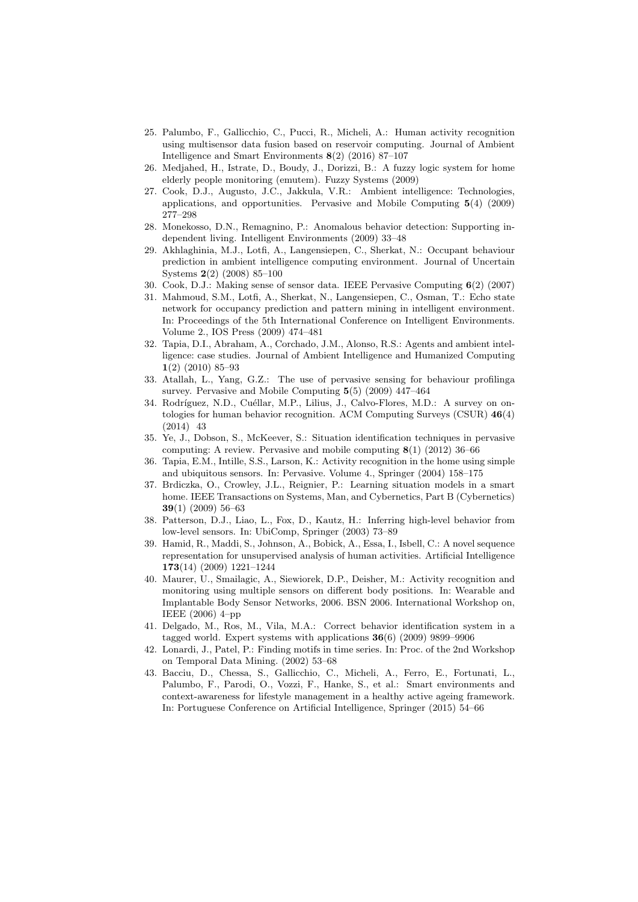25. Palumbo, F., Gallicchio, C., Pucci, R., Micheli, A.: Human activity recognition using multisensor data fusion based on reservoir computing. Journal of Ambient Intelligence and Smart Environments **8**(2) (2016) 87–107
26. Medjahed, H., Istrate, D., Boudy, J., Dorizzi, B.: A fuzzy logic system for home elderly people monitoring (emutem). Fuzzy Systems (2009)
27. Cook, D.J., Augusto, J.C., Jakkula, V.R.: Ambient intelligence: Technologies, applications, and opportunities. Pervasive and Mobile Computing **5**(4) (2009) 277–298
28. Monekosso, D.N., Remagnino, P.: Anomalous behavior detection: Supporting independent living. Intelligent Environments (2009) 33–48
29. Akhlaghinia, M.J., Lotfi, A., Langensiepen, C., Sherkat, N.: Occupant behaviour prediction in ambient intelligence computing environment. Journal of Uncertain Systems **2**(2) (2008) 85–100
30. Cook, D.J.: Making sense of sensor data. IEEE Pervasive Computing **6**(2) (2007)
31. Mahmoud, S.M., Lotfi, A., Sherkat, N., Langensiepen, C., Osman, T.: Echo state network for occupancy prediction and pattern mining in intelligent environment. In: Proceedings of the 5th International Conference on Intelligent Environments. Volume 2., IOS Press (2009) 474–481
32. Tapia, D.I., Abraham, A., Corchado, J.M., Alonso, R.S.: Agents and ambient intelligence: case studies. Journal of Ambient Intelligence and Humanized Computing **1**(2) (2010) 85–93
33. Atallah, L., Yang, G.Z.: The use of pervasive sensing for behaviour profilinga survey. Pervasive and Mobile Computing **5**(5) (2009) 447–464
34. Rodríguez, N.D., Cuéllar, M.P., Lilius, J., Calvo-Flores, M.D.: A survey on ontologies for human behavior recognition. ACM Computing Surveys (CSUR) **46**(4) (2014) 43
35. Ye, J., Dobson, S., McKeever, S.: Situation identification techniques in pervasive computing: A review. Pervasive and mobile computing **8**(1) (2012) 36–66
36. Tapia, E.M., Intille, S.S., Larson, K.: Activity recognition in the home using simple and ubiquitous sensors. In: Pervasive. Volume 4., Springer (2004) 158–175
37. Brdiczka, O., Crowley, J.L., Reignier, P.: Learning situation models in a smart home. IEEE Transactions on Systems, Man, and Cybernetics, Part B (Cybernetics) **39**(1) (2009) 56–63
38. Patterson, D.J., Liao, L., Fox, D., Kautz, H.: Inferring high-level behavior from low-level sensors. In: UbiComp, Springer (2003) 73–89
39. Hamid, R., Maddi, S., Johnson, A., Bobick, A., Essa, I., Isbell, C.: A novel sequence representation for unsupervised analysis of human activities. Artificial Intelligence **173**(14) (2009) 1221–1244
40. Maurer, U., Smailagic, A., Siewiorek, D.P., Deisher, M.: Activity recognition and monitoring using multiple sensors on different body positions. In: Wearable and Implantable Body Sensor Networks, 2006. BSN 2006. International Workshop on, IEEE (2006) 4–pp
41. Delgado, M., Ros, M., Vila, M.A.: Correct behavior identification system in a tagged world. Expert systems with applications **36**(6) (2009) 9899–9906
42. Lonardi, J., Patel, P.: Finding motifs in time series. In: Proc. of the 2nd Workshop on Temporal Data Mining. (2002) 53–68
43. Bacciu, D., Chessa, S., Gallicchio, C., Micheli, A., Ferro, E., Fortunati, L., Palumbo, F., Parodi, O., Vozzi, F., Hanke, S., et al.: Smart environments and context-awareness for lifestyle management in a healthy active ageing framework. In: Portuguese Conference on Artificial Intelligence, Springer (2015) 54–66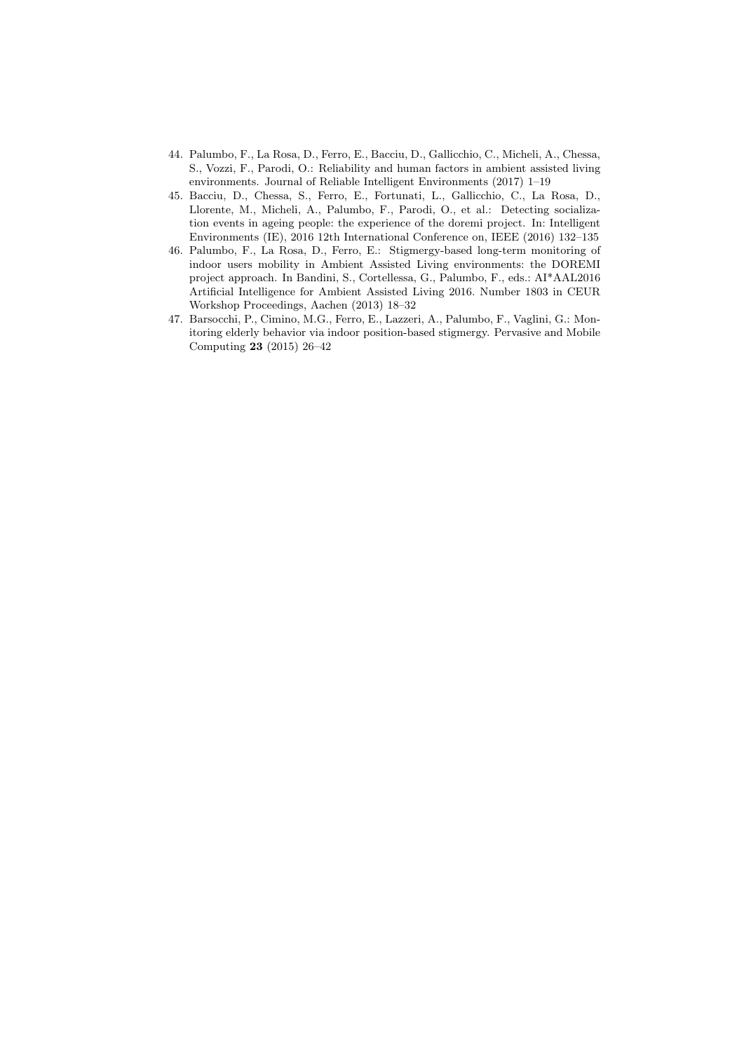44. Palumbo, F., La Rosa, D., Ferro, E., Bacciu, D., Gallicchio, C., Micheli, A., Chessa, S., Vozzi, F., Parodi, O.: Reliability and human factors in ambient assisted living environments. Journal of Reliable Intelligent Environments (2017) 1–19
45. Bacciu, D., Chessa, S., Ferro, E., Fortunati, L., Gallicchio, C., La Rosa, D., Llorente, M., Micheli, A., Palumbo, F., Parodi, O., et al.: Detecting socialization events in ageing people: the experience of the doremi project. In: Intelligent Environments (IE), 2016 12th International Conference on, IEEE (2016) 132–135
46. Palumbo, F., La Rosa, D., Ferro, E.: Stigmergy-based long-term monitoring of indoor users mobility in Ambient Assisted Living environments: the DOREMI project approach. In Bandini, S., Cortellessa, G., Palumbo, F., eds.: AI*AAL2016 Artificial Intelligence for Ambient Assisted Living 2016. Number 1803 in CEUR Workshop Proceedings, Aachen (2013) 18–32
47. Barsocchi, P., Cimino, M.G., Ferro, E., Lazzeri, A., Palumbo, F., Vaglini, G.: Monitoring elderly behavior via indoor position-based stigmergy. Pervasive and Mobile Computing **23** (2015) 26–42